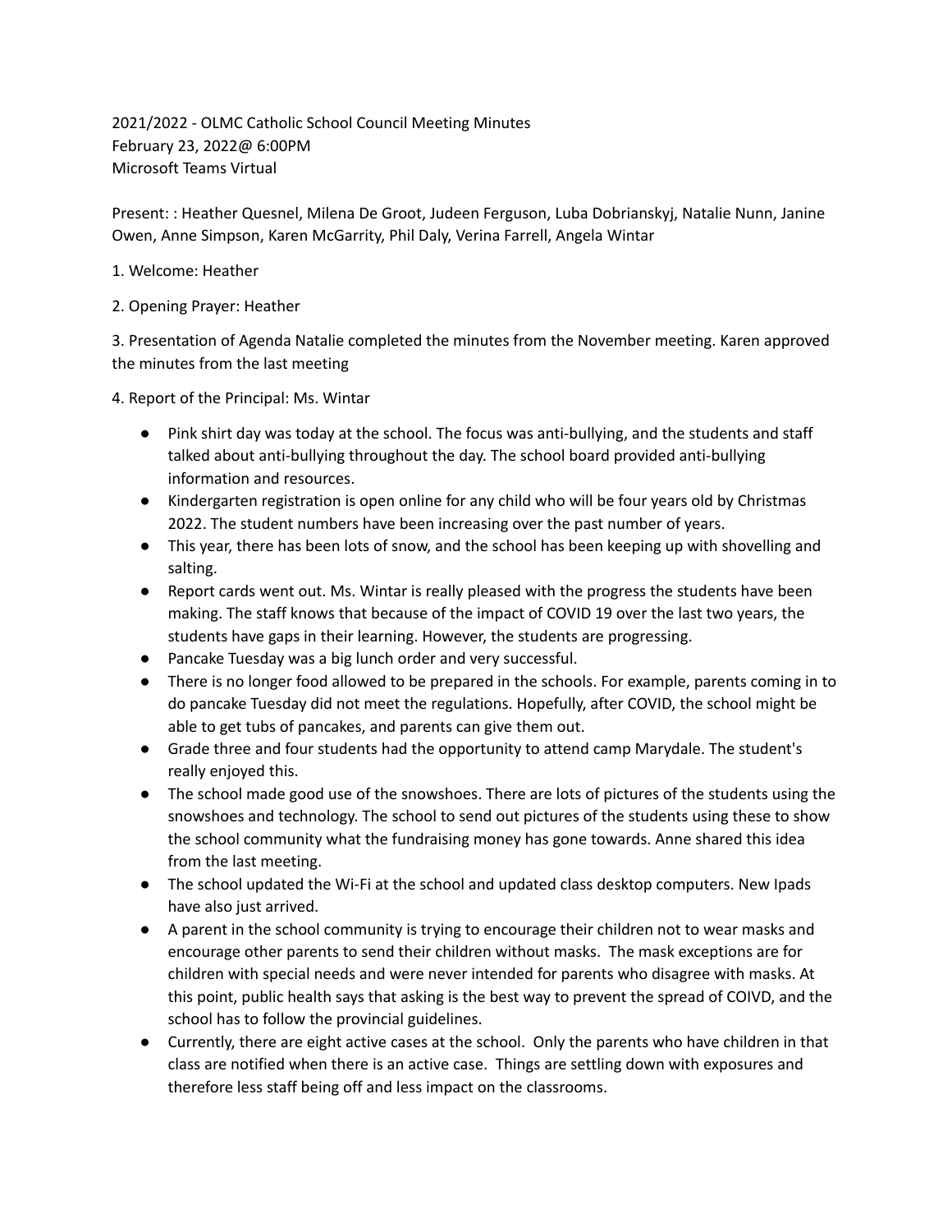2021/2022 - OLMC Catholic School Council Meeting Minutes
February 23, 2022@ 6:00PM
Microsoft Teams Virtual

Present: : Heather Quesnel, Milena De Groot, Judeen Ferguson, Luba Dobrianskyj, Natalie Nunn, Janine Owen, Anne Simpson, Karen McGarrity, Phil Daly, Verina Farrell, Angela Wintar

1. Welcome: Heather

2. Opening Prayer: Heather

3. Presentation of Agenda Natalie completed the minutes from the November meeting. Karen approved the minutes from the last meeting

4. Report of the Principal: Ms. Wintar

- Pink shirt day was today at the school. The focus was anti-bullying, and the students and staff talked about anti-bullying throughout the day. The school board provided anti-bullying information and resources.
- Kindergarten registration is open online for any child who will be four years old by Christmas 2022. The student numbers have been increasing over the past number of years.
- This year, there has been lots of snow, and the school has been keeping up with shovelling and salting.
- Report cards went out. Ms. Wintar is really pleased with the progress the students have been making. The staff knows that because of the impact of COVID 19 over the last two years, the students have gaps in their learning. However, the students are progressing.
- Pancake Tuesday was a big lunch order and very successful.
- There is no longer food allowed to be prepared in the schools. For example, parents coming in to do pancake Tuesday did not meet the regulations. Hopefully, after COVID, the school might be able to get tubs of pancakes, and parents can give them out.
- Grade three and four students had the opportunity to attend camp Marydale. The student's really enjoyed this.
- The school made good use of the snowshoes. There are lots of pictures of the students using the snowshoes and technology. The school to send out pictures of the students using these to show the school community what the fundraising money has gone towards. Anne shared this idea from the last meeting.
- The school updated the Wi-Fi at the school and updated class desktop computers. New Ipads have also just arrived.
- A parent in the school community is trying to encourage their children not to wear masks and encourage other parents to send their children without masks. The mask exceptions are for children with special needs and were never intended for parents who disagree with masks. At this point, public health says that asking is the best way to prevent the spread of COIVD, and the school has to follow the provincial guidelines.
- Currently, there are eight active cases at the school. Only the parents who have children in that class are notified when there is an active case. Things are settling down with exposures and therefore less staff being off and less impact on the classrooms.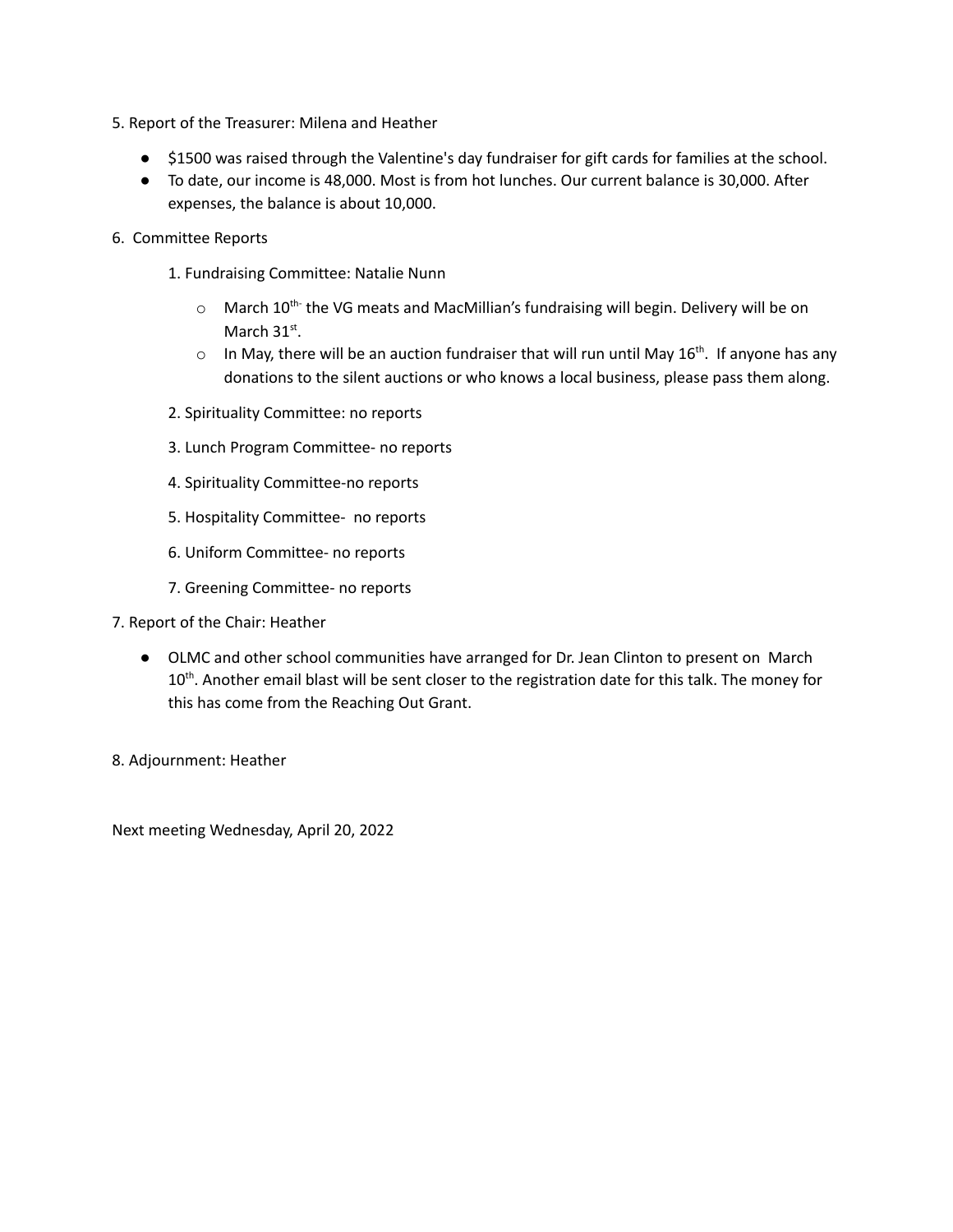5. Report of the Treasurer: Milena and Heather

- $1500 was raised through the Valentine's day fundraiser for gift cards for families at the school.
- To date, our income is 48,000. Most is from hot lunches. Our current balance is 30,000. After expenses, the balance is about 10,000.

6. Committee Reports

   1. Fundraising Committee: Natalie Nunn

      - March 10th- the VG meats and MacMillian's fundraising will begin. Delivery will be on March 31st.
      - In May, there will be an auction fundraiser that will run until May 16th. If anyone has any donations to the silent auctions or who knows a local business, please pass them along.

   2. Spirituality Committee: no reports

   3. Lunch Program Committee- no reports

   4. Spirituality Committee-no reports

   5. Hospitality Committee- no reports

   6. Uniform Committee- no reports

   7. Greening Committee- no reports

7. Report of the Chair: Heather

- OLMC and other school communities have arranged for Dr. Jean Clinton to present on March 10th. Another email blast will be sent closer to the registration date for this talk. The money for this has come from the Reaching Out Grant.

8. Adjournment: Heather

Next meeting Wednesday, April 20, 2022